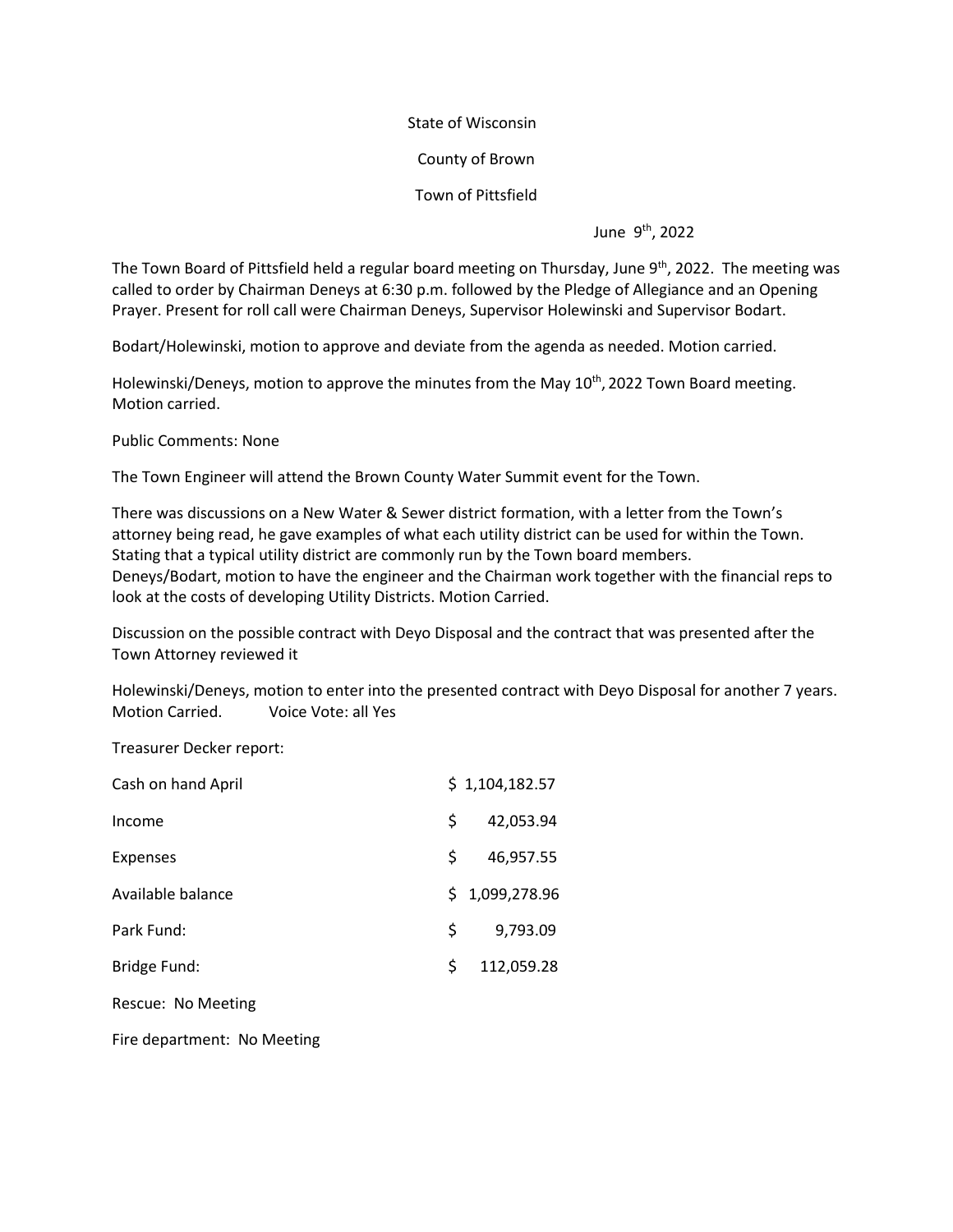State of Wisconsin

County of Brown

Town of Pittsfield

June 9th, 2022

The Town Board of Pittsfield held a regular board meeting on Thursday, June 9th, 2022. The meeting was called to order by Chairman Deneys at 6:30 p.m. followed by the Pledge of Allegiance and an Opening Prayer. Present for roll call were Chairman Deneys, Supervisor Holewinski and Supervisor Bodart.

Bodart/Holewinski, motion to approve and deviate from the agenda as needed. Motion carried.

Holewinski/Deneys, motion to approve the minutes from the May 10th, 2022 Town Board meeting. Motion carried.

Public Comments: None

The Town Engineer will attend the Brown County Water Summit event for the Town.

There was discussions on a New Water & Sewer district formation, with a letter from the Town's attorney being read, he gave examples of what each utility district can be used for within the Town. Stating that a typical utility district are commonly run by the Town board members.
Deneys/Bodart, motion to have the engineer and the Chairman work together with the financial reps to look at the costs of developing Utility Districts. Motion Carried.

Discussion on the possible contract with Deyo Disposal and the contract that was presented after the Town Attorney reviewed it

Holewinski/Deneys, motion to enter into the presented contract with Deyo Disposal for another 7 years.
Motion Carried. Voice Vote: all Yes

Treasurer Decker report:

| | |
|---|---|
| Cash on hand April | $ 1,104,182.57 |
| Income | $ 42,053.94 |
| Expenses | $ 46,957.55 |
| Available balance | $ 1,099,278.96 |
| Park Fund: | $ 9,793.09 |
| Bridge Fund: | $ 112,059.28 |

Rescue: No Meeting

Fire department: No Meeting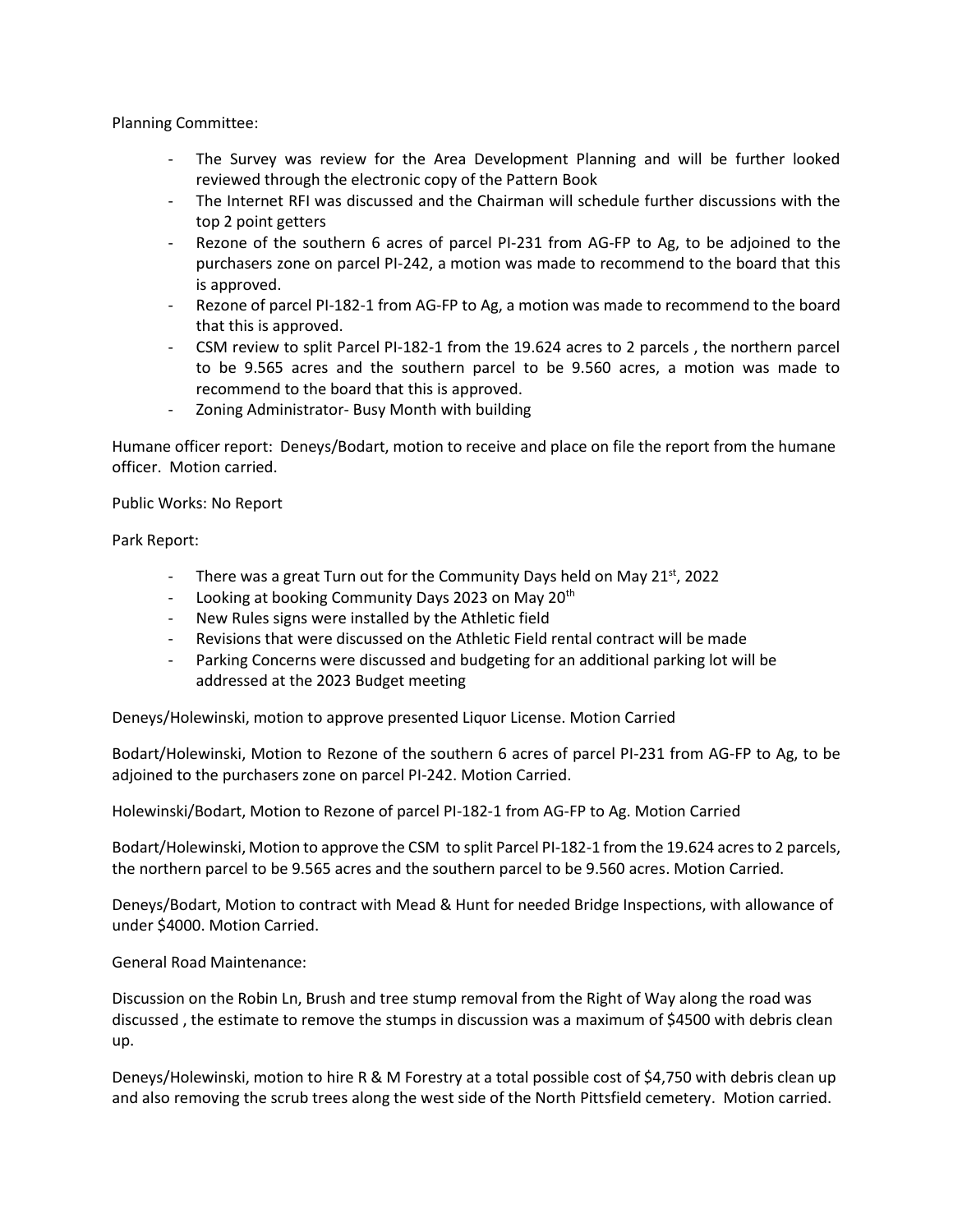Planning Committee:

- The Survey was review for the Area Development Planning and will be further looked reviewed through the electronic copy of the Pattern Book
- The Internet RFI was discussed and the Chairman will schedule further discussions with the top 2 point getters
- Rezone of the southern 6 acres of parcel PI-231 from AG-FP to Ag, to be adjoined to the purchasers zone on parcel PI-242, a motion was made to recommend to the board that this is approved.
- Rezone of parcel PI-182-1 from AG-FP to Ag, a motion was made to recommend to the board that this is approved.
- CSM review to split Parcel PI-182-1 from the 19.624 acres to 2 parcels , the northern parcel to be 9.565 acres and the southern parcel to be 9.560 acres, a motion was made to recommend to the board that this is approved.
- Zoning Administrator- Busy Month with building

Humane officer report: Deneys/Bodart, motion to receive and place on file the report from the humane officer. Motion carried.

Public Works: No Report

Park Report:

- There was a great Turn out for the Community Days held on May 21st, 2022
- Looking at booking Community Days 2023 on May 20th
- New Rules signs were installed by the Athletic field
- Revisions that were discussed on the Athletic Field rental contract will be made
- Parking Concerns were discussed and budgeting for an additional parking lot will be addressed at the 2023 Budget meeting

Deneys/Holewinski, motion to approve presented Liquor License. Motion Carried

Bodart/Holewinski, Motion to Rezone of the southern 6 acres of parcel PI-231 from AG-FP to Ag, to be adjoined to the purchasers zone on parcel PI-242. Motion Carried.

Holewinski/Bodart, Motion to Rezone of parcel PI-182-1 from AG-FP to Ag. Motion Carried

Bodart/Holewinski, Motion to approve the CSM to split Parcel PI-182-1 from the 19.624 acres to 2 parcels, the northern parcel to be 9.565 acres and the southern parcel to be 9.560 acres. Motion Carried.

Deneys/Bodart, Motion to contract with Mead & Hunt for needed Bridge Inspections, with allowance of under $4000. Motion Carried.

General Road Maintenance:

Discussion on the Robin Ln, Brush and tree stump removal from the Right of Way along the road was discussed , the estimate to remove the stumps in discussion was a maximum of $4500 with debris clean up.

Deneys/Holewinski, motion to hire R & M Forestry at a total possible cost of $4,750 with debris clean up and also removing the scrub trees along the west side of the North Pittsfield cemetery. Motion carried.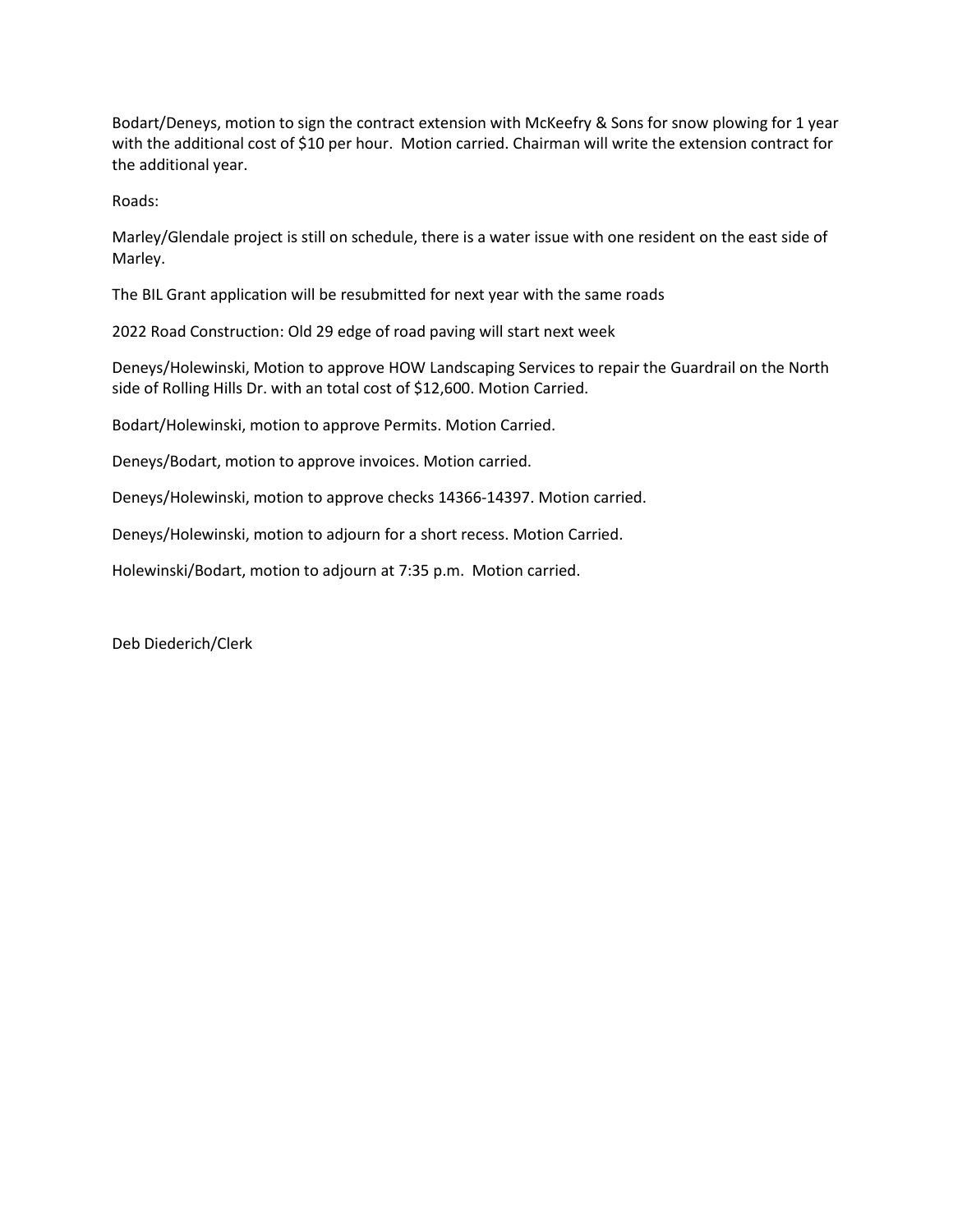Bodart/Deneys, motion to sign the contract extension with McKeefry & Sons for snow plowing for 1 year with the additional cost of $10 per hour. Motion carried. Chairman will write the extension contract for the additional year.

Roads:

Marley/Glendale project is still on schedule, there is a water issue with one resident on the east side of Marley.

The BIL Grant application will be resubmitted for next year with the same roads

2022 Road Construction: Old 29 edge of road paving will start next week

Deneys/Holewinski, Motion to approve HOW Landscaping Services to repair the Guardrail on the North side of Rolling Hills Dr. with an total cost of $12,600. Motion Carried.

Bodart/Holewinski, motion to approve Permits. Motion Carried.

Deneys/Bodart, motion to approve invoices. Motion carried.

Deneys/Holewinski, motion to approve checks 14366-14397. Motion carried.

Deneys/Holewinski, motion to adjourn for a short recess. Motion Carried.

Holewinski/Bodart, motion to adjourn at 7:35 p.m. Motion carried.

Deb Diederich/Clerk